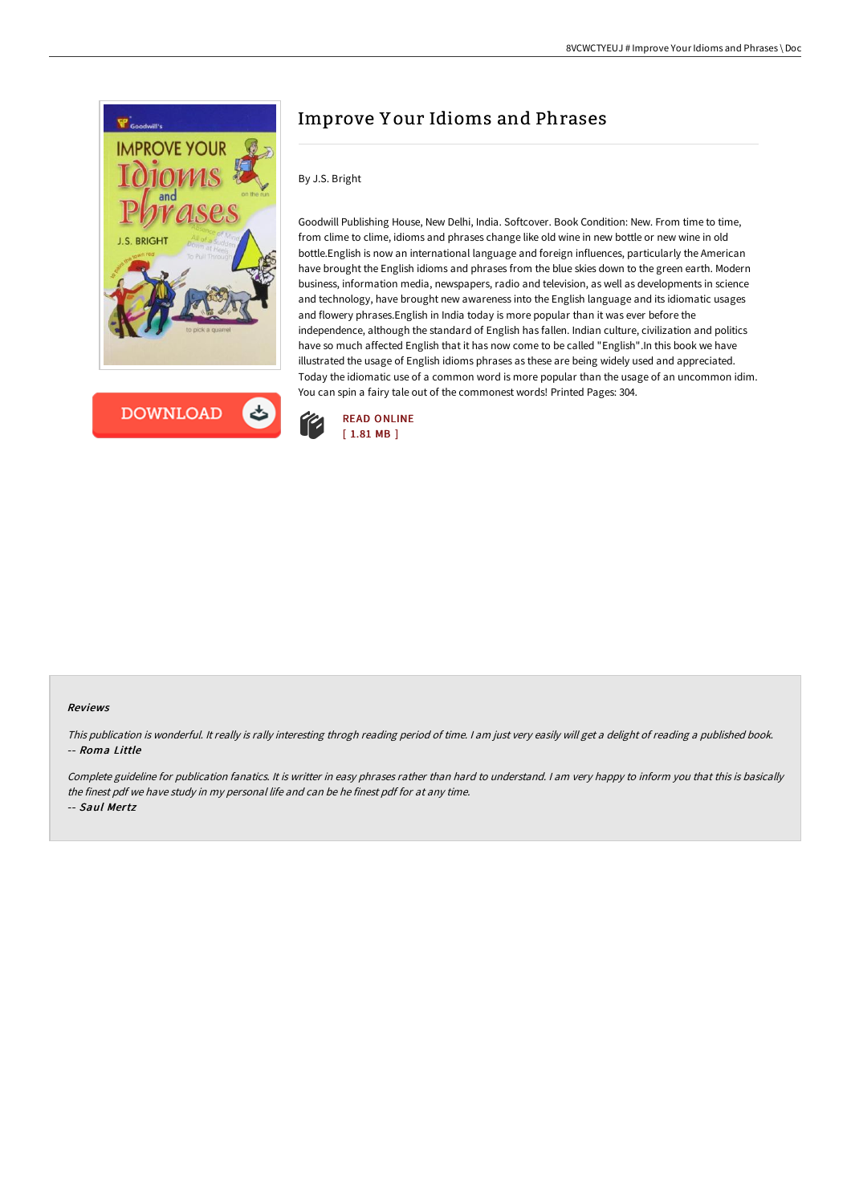# Improve Your Idioms and Phrases

By J.S. Bright

Goodwill Publishing House, New Delhi, India. Softcover. Book Condition: New. From time to time, from clime to clime, idioms and phrases change like old wine in new bottle or new wine in old bottle.English is now an international language and foreign influences, particularly the American have brought the English idioms and phrases from the blue skies down to the green earth. Modern business, information media, newspapers, radio and television, as well as developments in science and technology, have brought new awareness into the English language and its idiomatic usages and flowery phrases.English in India today is more popular than it was ever before the independence, although the standard of English has fallen. Indian culture, civilization and politics have so much affected English that it has now come to be called "English".In this book we have illustrated the usage of English idioms phrases as these are being widely used and appreciated. Today the idiomatic use of a common word is more popular than the usage of an uncommon idim. You can spin a fairy tale out of the commonest words! Printed Pages: 304.

DOWNLOAD

READ ONLINE
[ 1.81 MB ]

#### Reviews

*This publication is wonderful. It really is rally interesting throgh reading period of time. I am just very easily will get a delight of reading a published book.*
-- ***Roma Little***

*Complete guideline for publication fanatics. It is writter in easy phrases rather than hard to understand. I am very happy to inform you that this is basically the finest pdf we have study in my personal life and can be he finest pdf for at any time.*
-- ***Saul Mertz***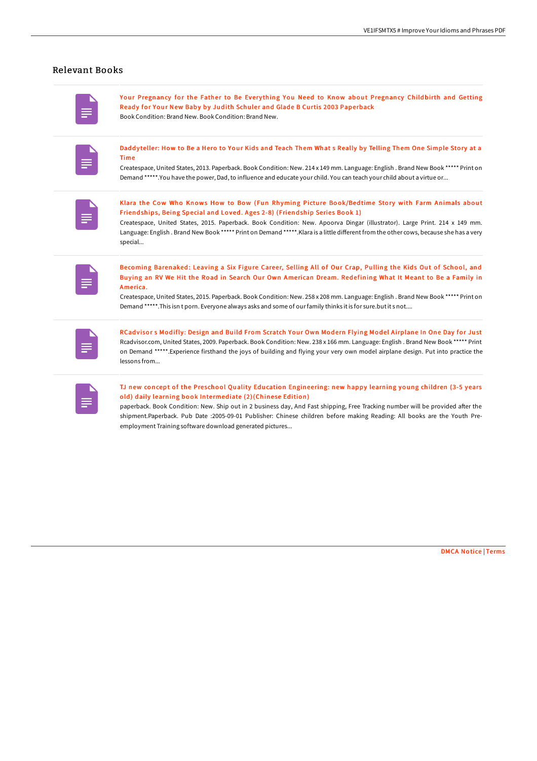## Relevant Books

**Your Pregnancy for the Father to Be Everything You Need to Know about Pregnancy Childbirth and Getting Ready for Your New Baby by Judith Schuler and Glade B Curtis 2003 Paperback**

Book Condition: Brand New. Book Condition: Brand New.

**Daddyteller: How to Be a Hero to Your Kids and Teach Them What s Really by Telling Them One Simple Story at a Time**

Createspace, United States, 2013. Paperback. Book Condition: New. 214 x 149 mm. Language: English . Brand New Book ***** Print on Demand *****.You have the power, Dad, to influence and educate your child. You can teach your child about a virtue or...

**Klara the Cow Who Knows How to Bow (Fun Rhyming Picture Book/Bedtime Story with Farm Animals about Friendships, Being Special and Loved. Ages 2-8) (Friendship Series Book 1)**

Createspace, United States, 2015. Paperback. Book Condition: New. Apoorva Dingar (illustrator). Large Print. 214 x 149 mm. Language: English . Brand New Book ***** Print on Demand *****.Klara is a little different from the other cows, because she has a very special...

**Becoming Barenaked: Leaving a Six Figure Career, Selling All of Our Crap, Pulling the Kids Out of School, and Buying an RV We Hit the Road in Search Our Own American Dream. Redefining What It Meant to Be a Family in America.**

Createspace, United States, 2015. Paperback. Book Condition: New. 258 x 208 mm. Language: English . Brand New Book ***** Print on Demand *****.This isn t porn. Everyone always asks and some of our family thinks it is for sure.but it s not....

**RCadvisor s Modifly: Design and Build From Scratch Your Own Modern Flying Model Airplane In One Day for Just**

Rcadvisor.com, United States, 2009. Paperback. Book Condition: New. 238 x 166 mm. Language: English . Brand New Book ***** Print on Demand *****.Experience firsthand the joys of building and flying your very own model airplane design. Put into practice the lessons from...

**TJ new concept of the Preschool Quality Education Engineering: new happy learning young children (3-5 years old) daily learning book Intermediate (2)(Chinese Edition)**

paperback. Book Condition: New. Ship out in 2 business day, And Fast shipping, Free Tracking number will be provided after the shipment.Paperback. Pub Date :2005-09-01 Publisher: Chinese children before making Reading: All books are the Youth Pre-employment Training software download generated pictures...